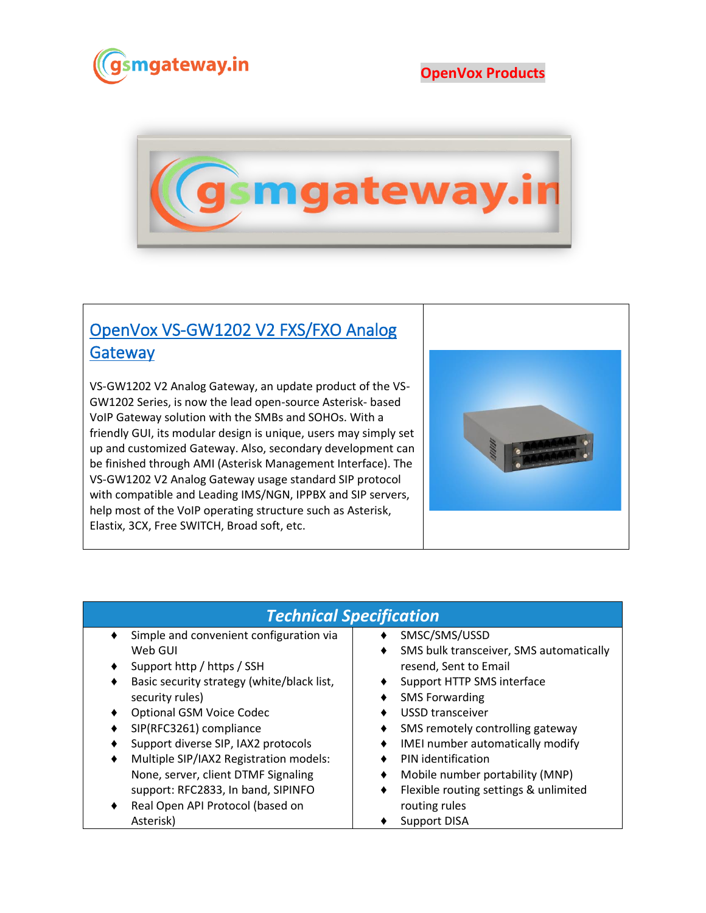gsmgateway.in

OpenVox Products

## [OpenVox VS-GW1202 V2 FXS/FXO Analog Gateway]()

VS-GW1202 V2 Analog Gateway, an update product of the VS-GW1202 Series, is now the lead open-source Asterisk- based VoIP Gateway solution with the SMBs and SOHOs. With a friendly GUI, its modular design is unique, users may simply set up and customized Gateway. Also, secondary development can be finished through AMI (Asterisk Management Interface). The VS-GW1202 V2 Analog Gateway usage standard SIP protocol with compatible and Leading IMS/NGN, IPPBX and SIP servers, help most of the VoIP operating structure such as Asterisk, Elastix, 3CX, Free SWITCH, Broad soft, etc.

## *Technical Specification*

- Simple and convenient configuration via Web GUI
- Support http / https / SSH
- Basic security strategy (white/black list, security rules)
- Optional GSM Voice Codec
- SIP(RFC3261) compliance
- Support diverse SIP, IAX2 protocols
- Multiple SIP/IAX2 Registration models: None, server, client DTMF Signaling support: RFC2833, In band, SIPINFO
- Real Open API Protocol (based on Asterisk)
- SMSC/SMS/USSD
- SMS bulk transceiver, SMS automatically resend, Sent to Email
- Support HTTP SMS interface
- SMS Forwarding
- USSD transceiver
- SMS remotely controlling gateway
- IMEI number automatically modify
- PIN identification
- Mobile number portability (MNP)
- Flexible routing settings & unlimited routing rules
- Support DISA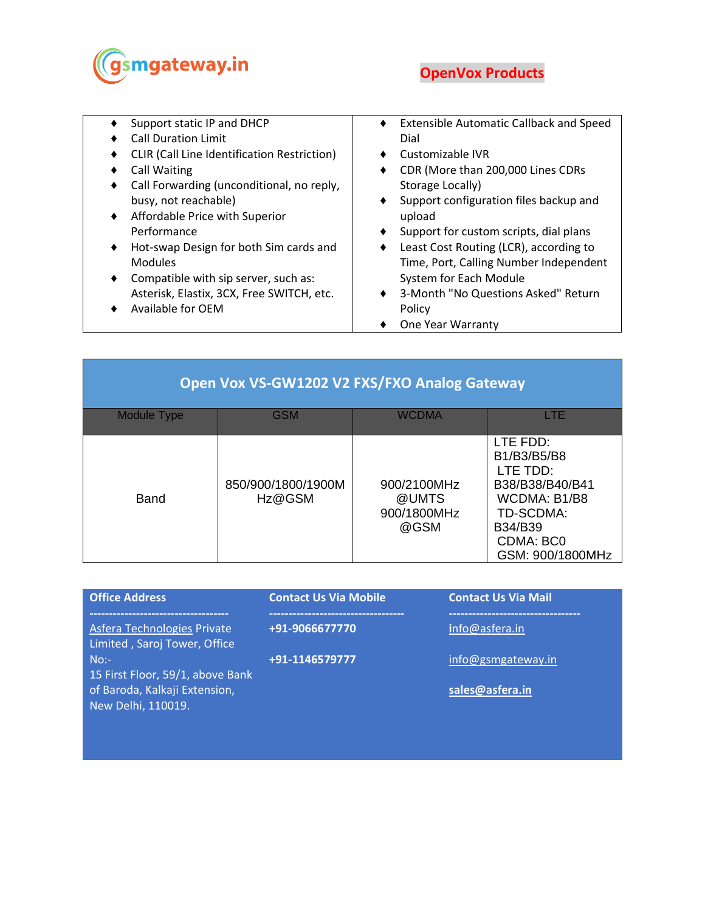gsmgateway.in

**OpenVox Products**

| | |
|---|---|
| ♦ Support static IP and DHCP<br>♦ Call Duration Limit<br>♦ CLIR (Call Line Identification Restriction)<br>♦ Call Waiting<br>♦ Call Forwarding (unconditional, no reply, busy, not reachable)<br>♦ Affordable Price with Superior Performance<br>♦ Hot-swap Design for both Sim cards and Modules<br>♦ Compatible with sip server, such as: Asterisk, Elastix, 3CX, Free SWITCH, etc.<br>♦ Available for OEM | ♦ Extensible Automatic Callback and Speed Dial<br>♦ Customizable IVR<br>♦ CDR (More than 200,000 Lines CDRs Storage Locally)<br>♦ Support configuration files backup and upload<br>♦ Support for custom scripts, dial plans<br>♦ Least Cost Routing (LCR), according to Time, Port, Calling Number Independent System for Each Module<br>♦ 3-Month "No Questions Asked" Return Policy<br>♦ One Year Warranty |

## Open Vox VS-GW1202 V2 FXS/FXO Analog Gateway

| Module Type | GSM | WCDMA | LTE |
|---|---|---|---|
| Band | 850/900/1800/1900MHz@GSM | 900/2100MHz @UMTS 900/1800MHz @GSM | LTE FDD: B1/B3/B5/B8<br>LTE TDD: B38/B38/B40/B41<br>WCDMA: B1/B8<br>TD-SCDMA: B34/B39<br>CDMA: BC0<br>GSM: 900/1800MHz |

**Office Address**

-----------------------------------

Asfera Technologies Private Limited , Saroj Tower, Office No:-
15 First Floor, 59/1, above Bank of Baroda, Kalkaji Extension, New Delhi, 110019.

**Contact Us Via Mobile**

-----------------------------------

**+91-9066677770**

**+91-1146579777**

**Contact Us Via Mail**

---------------------------------

info@asfera.in

info@gsmgateway.in

**sales@asfera.in**